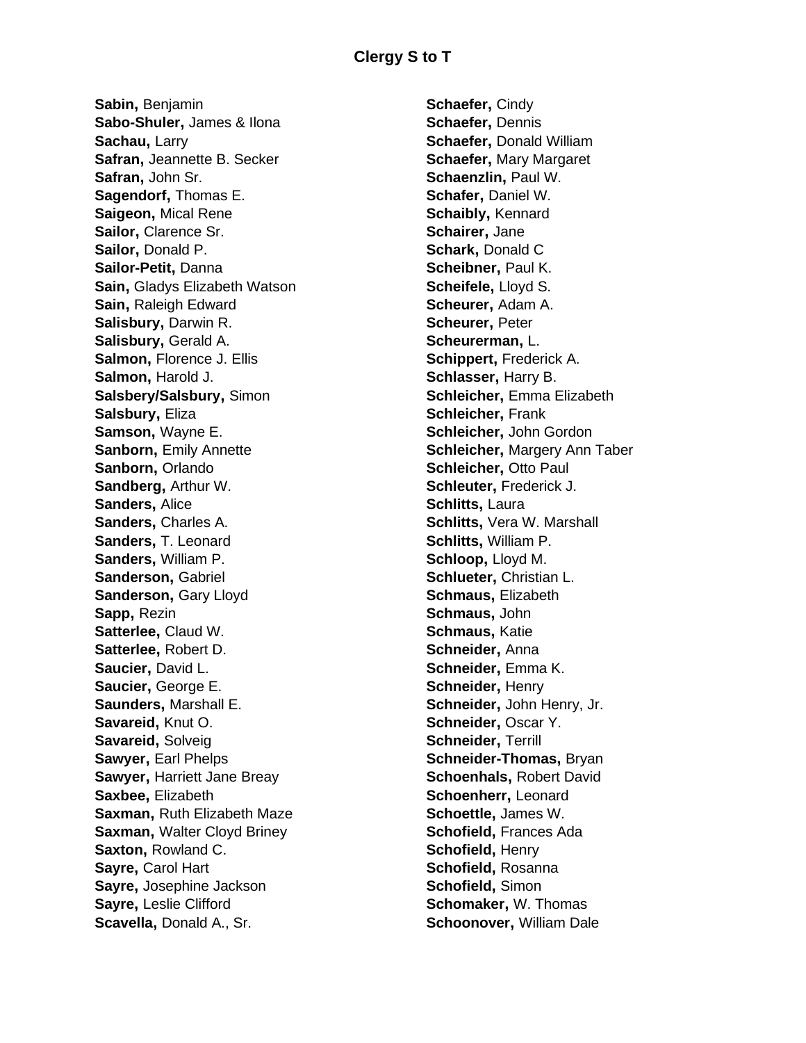# Clergy S to T

**Sabin,** Benjamin
**Sabo-Shuler,** James & Ilona
**Sachau,** Larry
**Safran,** Jeannette B. Secker
**Safran,** John Sr.
**Sagendorf,** Thomas E.
**Saigeon,** Mical Rene
**Sailor,** Clarence Sr.
**Sailor,** Donald P.
**Sailor-Petit,** Danna
**Sain,** Gladys Elizabeth Watson
**Sain,** Raleigh Edward
**Salisbury,** Darwin R.
**Salisbury,** Gerald A.
**Salmon,** Florence J. Ellis
**Salmon,** Harold J.
**Salsbery/Salsbury,** Simon
**Salsbury,** Eliza
**Samson,** Wayne E.
**Sanborn,** Emily Annette
**Sanborn,** Orlando
**Sandberg,** Arthur W.
**Sanders,** Alice
**Sanders,** Charles A.
**Sanders,** T. Leonard
**Sanders,** William P.
**Sanderson,** Gabriel
**Sanderson,** Gary Lloyd
**Sapp,** Rezin
**Satterlee,** Claud W.
**Satterlee,** Robert D.
**Saucier,** David L.
**Saucier,** George E.
**Saunders,** Marshall E.
**Savareid,** Knut O.
**Savareid,** Solveig
**Sawyer,** Earl Phelps
**Sawyer,** Harriett Jane Breay
**Saxbee,** Elizabeth
**Saxman,** Ruth Elizabeth Maze
**Saxman,** Walter Cloyd Briney
**Saxton,** Rowland C.
**Sayre,** Carol Hart
**Sayre,** Josephine Jackson
**Sayre,** Leslie Clifford
**Scavella,** Donald A., Sr.
**Schaefer,** Cindy
**Schaefer,** Dennis
**Schaefer,** Donald William
**Schaefer,** Mary Margaret
**Schaenzlin,** Paul W.
**Schafer,** Daniel W.
**Schaibly,** Kennard
**Schairer,** Jane
**Schark,** Donald C
**Scheibner,** Paul K.
**Scheifele,** Lloyd S.
**Scheurer,** Adam A.
**Scheurer,** Peter
**Scheurerman,** L.
**Schippert,** Frederick A.
**Schlasser,** Harry B.
**Schleicher,** Emma Elizabeth
**Schleicher,** Frank
**Schleicher,** John Gordon
**Schleicher,** Margery Ann Taber
**Schleicher,** Otto Paul
**Schleuter,** Frederick J.
**Schlitts,** Laura
**Schlitts,** Vera W. Marshall
**Schlitts,** William P.
**Schloop,** Lloyd M.
**Schlueter,** Christian L.
**Schmaus,** Elizabeth
**Schmaus,** John
**Schmaus,** Katie
**Schneider,** Anna
**Schneider,** Emma K.
**Schneider,** Henry
**Schneider,** John Henry, Jr.
**Schneider,** Oscar Y.
**Schneider,** Terrill
**Schneider-Thomas,** Bryan
**Schoenhals,** Robert David
**Schoenherr,** Leonard
**Schoettle,** James W.
**Schofield,** Frances Ada
**Schofield,** Henry
**Schofield,** Rosanna
**Schofield,** Simon
**Schomaker,** W. Thomas
**Schoonover,** William Dale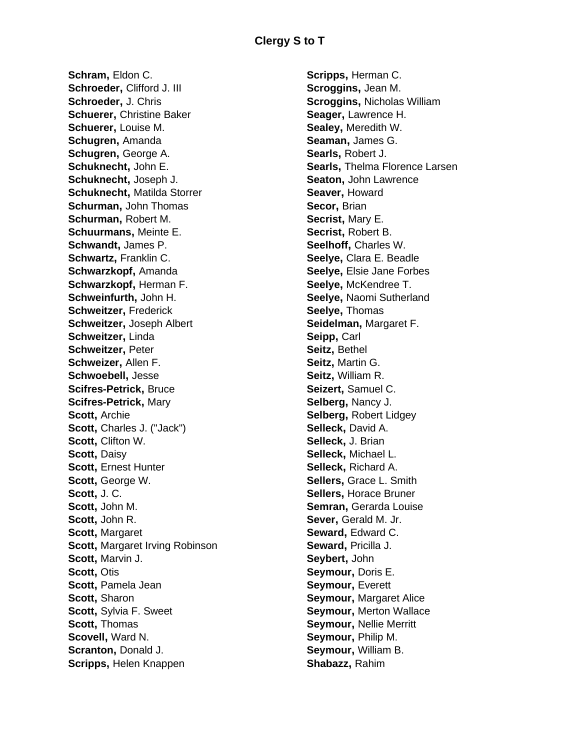## Clergy S to T

**Schram,** Eldon C.
**Schroeder,** Clifford J. III
**Schroeder,** J. Chris
**Schuerer,** Christine Baker
**Schuerer,** Louise M.
**Schugren,** Amanda
**Schugren,** George A.
**Schuknecht,** John E.
**Schuknecht,** Joseph J.
**Schuknecht,** Matilda Storrer
**Schurman,** John Thomas
**Schurman,** Robert M.
**Schuurmans,** Meinte E.
**Schwandt,** James P.
**Schwartz,** Franklin C.
**Schwarzkopf,** Amanda
**Schwarzkopf,** Herman F.
**Schweinfurth,** John H.
**Schweitzer,** Frederick
**Schweitzer,** Joseph Albert
**Schweitzer,** Linda
**Schweitzer,** Peter
**Schweizer,** Allen F.
**Schwoebell,** Jesse
**Scifres-Petrick,** Bruce
**Scifres-Petrick,** Mary
**Scott,** Archie
**Scott,** Charles J. ("Jack")
**Scott,** Clifton W.
**Scott,** Daisy
**Scott,** Ernest Hunter
**Scott,** George W.
**Scott,** J. C.
**Scott,** John M.
**Scott,** John R.
**Scott,** Margaret
**Scott,** Margaret Irving Robinson
**Scott,** Marvin J.
**Scott,** Otis
**Scott,** Pamela Jean
**Scott,** Sharon
**Scott,** Sylvia F. Sweet
**Scott,** Thomas
**Scovell,** Ward N.
**Scranton,** Donald J.
**Scripps,** Helen Knappen
**Scripps,** Herman C.
**Scroggins,** Jean M.
**Scroggins,** Nicholas William
**Seager,** Lawrence H.
**Sealey,** Meredith W.
**Seaman,** James G.
**Searls,** Robert J.
**Searls,** Thelma Florence Larsen
**Seaton,** John Lawrence
**Seaver,** Howard
**Secor,** Brian
**Secrist,** Mary E.
**Secrist,** Robert B.
**Seelhoff,** Charles W.
**Seelye,** Clara E. Beadle
**Seelye,** Elsie Jane Forbes
**Seelye,** McKendree T.
**Seelye,** Naomi Sutherland
**Seelye,** Thomas
**Seidelman,** Margaret F.
**Seipp,** Carl
**Seitz,** Bethel
**Seitz,** Martin G.
**Seitz,** William R.
**Seizert,** Samuel C.
**Selberg,** Nancy J.
**Selberg,** Robert Lidgey
**Selleck,** David A.
**Selleck,** J. Brian
**Selleck,** Michael L.
**Selleck,** Richard A.
**Sellers,** Grace L. Smith
**Sellers,** Horace Bruner
**Semran,** Gerarda Louise
**Sever,** Gerald M. Jr.
**Seward,** Edward C.
**Seward,** Pricilla J.
**Seybert,** John
**Seymour,** Doris E.
**Seymour,** Everett
**Seymour,** Margaret Alice
**Seymour,** Merton Wallace
**Seymour,** Nellie Merritt
**Seymour,** Philip M.
**Seymour,** William B.
**Shabazz,** Rahim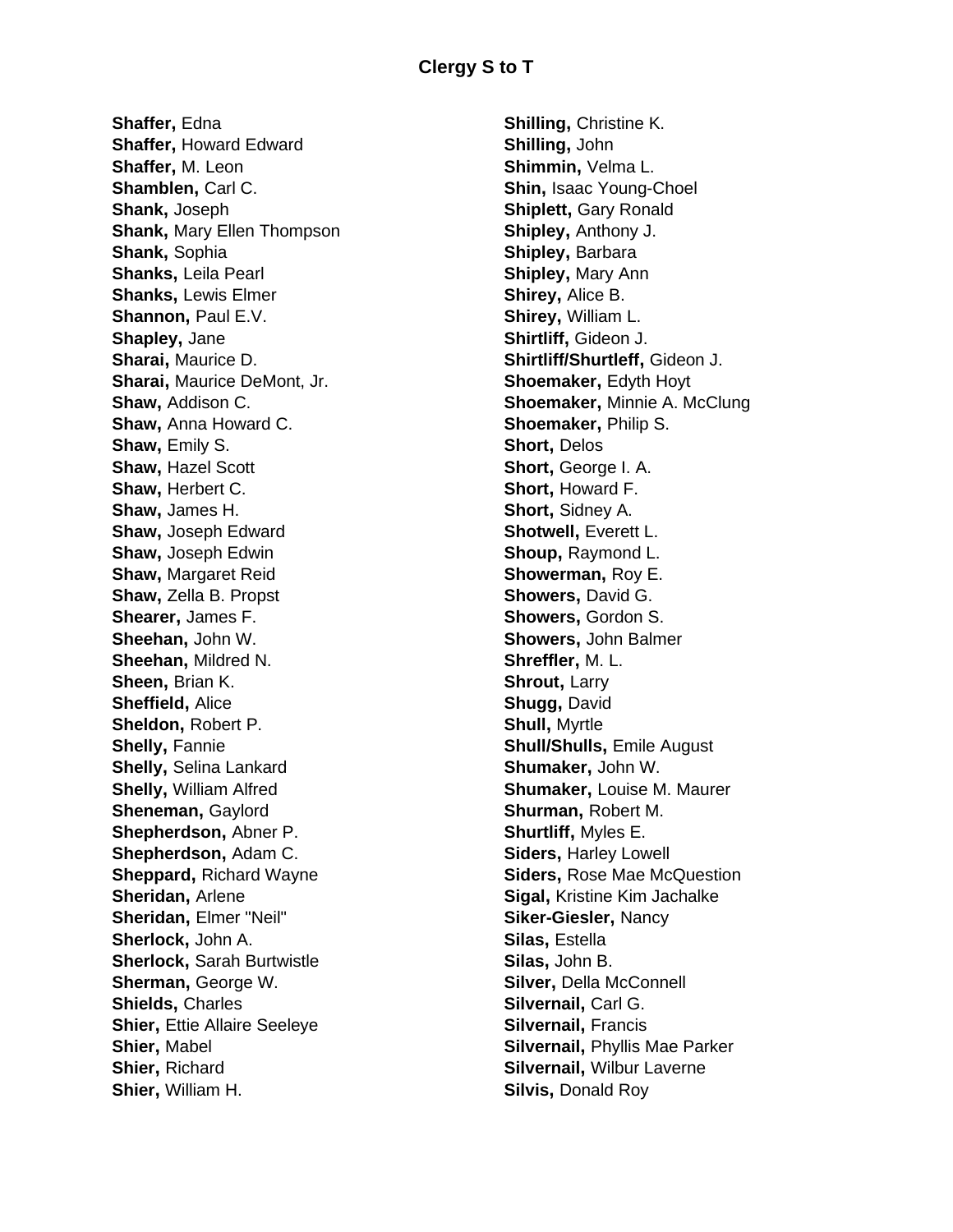## Clergy S to T

**Shaffer,** Edna
**Shaffer,** Howard Edward
**Shaffer,** M. Leon
**Shamblen,** Carl C.
**Shank,** Joseph
**Shank,** Mary Ellen Thompson
**Shank,** Sophia
**Shanks,** Leila Pearl
**Shanks,** Lewis Elmer
**Shannon,** Paul E.V.
**Shapley,** Jane
**Sharai,** Maurice D.
**Sharai,** Maurice DeMont, Jr.
**Shaw,** Addison C.
**Shaw,** Anna Howard C.
**Shaw,** Emily S.
**Shaw,** Hazel Scott
**Shaw,** Herbert C.
**Shaw,** James H.
**Shaw,** Joseph Edward
**Shaw,** Joseph Edwin
**Shaw,** Margaret Reid
**Shaw,** Zella B. Propst
**Shearer,** James F.
**Sheehan,** John W.
**Sheehan,** Mildred N.
**Sheen,** Brian K.
**Sheffield,** Alice
**Sheldon,** Robert P.
**Shelly,** Fannie
**Shelly,** Selina Lankard
**Shelly,** William Alfred
**Sheneman,** Gaylord
**Shepherdson,** Abner P.
**Shepherdson,** Adam C.
**Sheppard,** Richard Wayne
**Sheridan,** Arlene
**Sheridan,** Elmer "Neil"
**Sherlock,** John A.
**Sherlock,** Sarah Burtwistle
**Sherman,** George W.
**Shields,** Charles
**Shier,** Ettie Allaire Seeleye
**Shier,** Mabel
**Shier,** Richard
**Shier,** William H.
**Shilling,** Christine K.
**Shilling,** John
**Shimmin,** Velma L.
**Shin,** Isaac Young-Choel
**Shiplett,** Gary Ronald
**Shipley,** Anthony J.
**Shipley,** Barbara
**Shipley,** Mary Ann
**Shirey,** Alice B.
**Shirey,** William L.
**Shirtliff,** Gideon J.
**Shirtliff/Shurtleff,** Gideon J.
**Shoemaker,** Edyth Hoyt
**Shoemaker,** Minnie A. McClung
**Shoemaker,** Philip S.
**Short,** Delos
**Short,** George I. A.
**Short,** Howard F.
**Short,** Sidney A.
**Shotwell,** Everett L.
**Shoup,** Raymond L.
**Showerman,** Roy E.
**Showers,** David G.
**Showers,** Gordon S.
**Showers,** John Balmer
**Shreffler,** M. L.
**Shrout,** Larry
**Shugg,** David
**Shull,** Myrtle
**Shull/Shulls,** Emile August
**Shumaker,** John W.
**Shumaker,** Louise M. Maurer
**Shurman,** Robert M.
**Shurtliff,** Myles E.
**Siders,** Harley Lowell
**Siders,** Rose Mae McQuestion
**Sigal,** Kristine Kim Jachalke
**Siker-Giesler,** Nancy
**Silas,** Estella
**Silas,** John B.
**Silver,** Della McConnell
**Silvernail,** Carl G.
**Silvernail,** Francis
**Silvernail,** Phyllis Mae Parker
**Silvernail,** Wilbur Laverne
**Silvis,** Donald Roy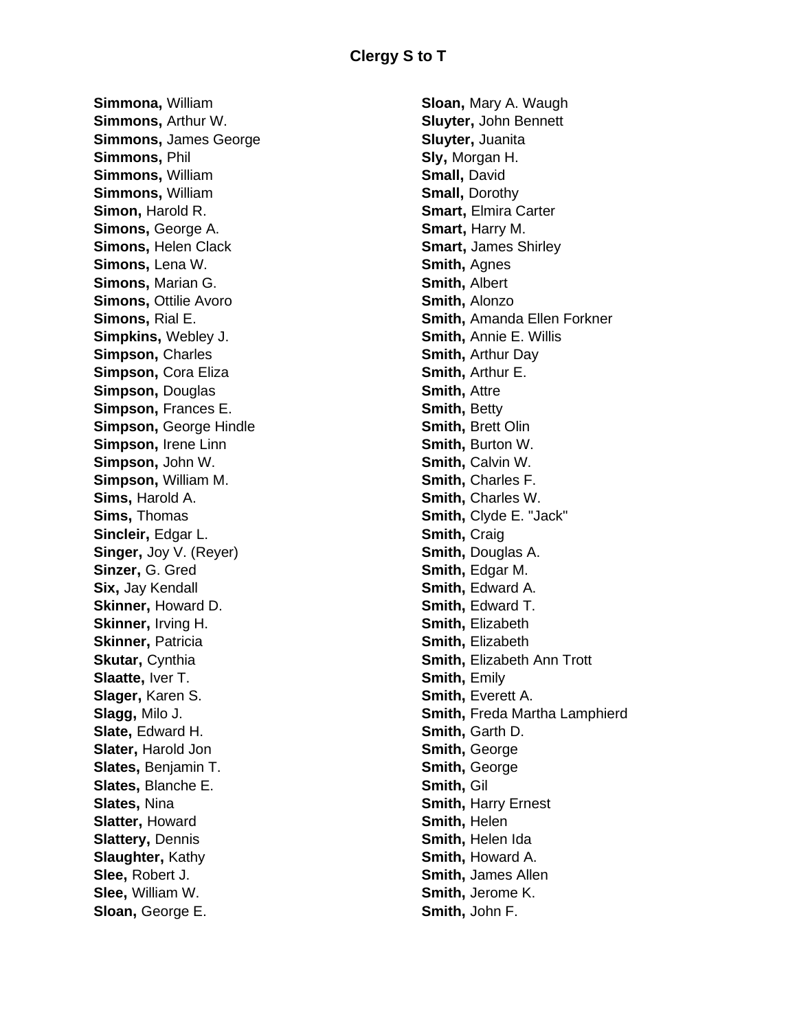# Clergy S to T

**Simmona,** William
**Simmons,** Arthur W.
**Simmons,** James George
**Simmons,** Phil
**Simmons,** William
**Simmons,** William
**Simon,** Harold R.
**Simons,** George A.
**Simons,** Helen Clack
**Simons,** Lena W.
**Simons,** Marian G.
**Simons,** Ottilie Avoro
**Simons,** Rial E.
**Simpkins,** Webley J.
**Simpson,** Charles
**Simpson,** Cora Eliza
**Simpson,** Douglas
**Simpson,** Frances E.
**Simpson,** George Hindle
**Simpson,** Irene Linn
**Simpson,** John W.
**Simpson,** William M.
**Sims,** Harold A.
**Sims,** Thomas
**Sincleir,** Edgar L.
**Singer,** Joy V. (Reyer)
**Sinzer,** G. Gred
**Six,** Jay Kendall
**Skinner,** Howard D.
**Skinner,** Irving H.
**Skinner,** Patricia
**Skutar,** Cynthia
**Slaatte,** Iver T.
**Slager,** Karen S.
**Slagg,** Milo J.
**Slate,** Edward H.
**Slater,** Harold Jon
**Slates,** Benjamin T.
**Slates,** Blanche E.
**Slates,** Nina
**Slatter,** Howard
**Slattery,** Dennis
**Slaughter,** Kathy
**Slee,** Robert J.
**Slee,** William W.
**Sloan,** George E.
**Sloan,** Mary A. Waugh
**Sluyter,** John Bennett
**Sluyter,** Juanita
**Sly,** Morgan H.
**Small,** David
**Small,** Dorothy
**Smart,** Elmira Carter
**Smart,** Harry M.
**Smart,** James Shirley
**Smith,** Agnes
**Smith,** Albert
**Smith,** Alonzo
**Smith,** Amanda Ellen Forkner
**Smith,** Annie E. Willis
**Smith,** Arthur Day
**Smith,** Arthur E.
**Smith,** Attre
**Smith,** Betty
**Smith,** Brett Olin
**Smith,** Burton W.
**Smith,** Calvin W.
**Smith,** Charles F.
**Smith,** Charles W.
**Smith,** Clyde E. "Jack"
**Smith,** Craig
**Smith,** Douglas A.
**Smith,** Edgar M.
**Smith,** Edward A.
**Smith,** Edward T.
**Smith,** Elizabeth
**Smith,** Elizabeth
**Smith,** Elizabeth Ann Trott
**Smith,** Emily
**Smith,** Everett A.
**Smith,** Freda Martha Lamphierd
**Smith,** Garth D.
**Smith,** George
**Smith,** George
**Smith,** Gil
**Smith,** Harry Ernest
**Smith,** Helen
**Smith,** Helen Ida
**Smith,** Howard A.
**Smith,** James Allen
**Smith,** Jerome K.
**Smith,** John F.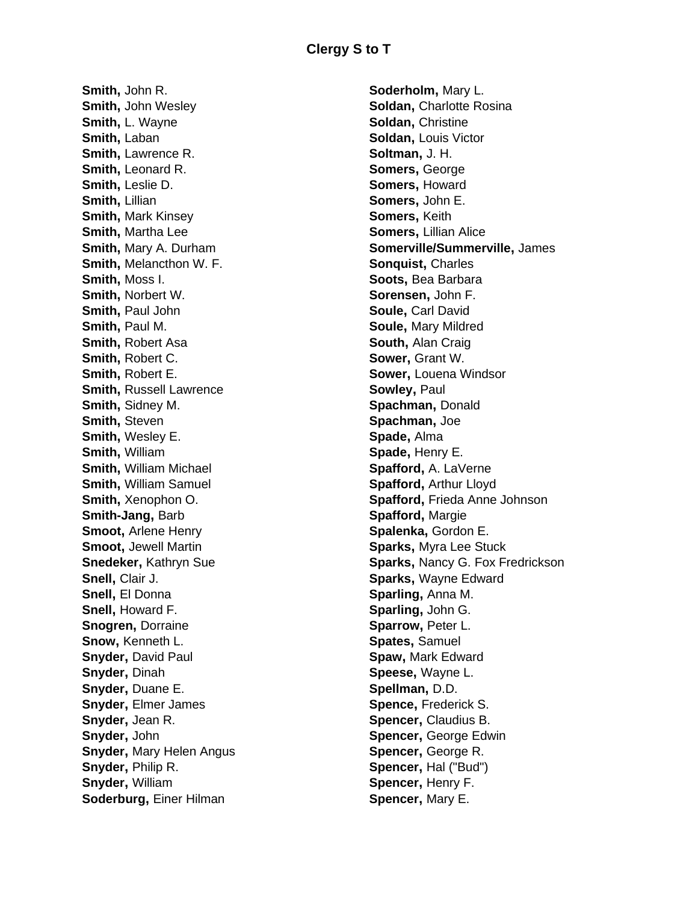# Clergy S to T

**Smith,** John R.
**Smith,** John Wesley
**Smith,** L. Wayne
**Smith,** Laban
**Smith,** Lawrence R.
**Smith,** Leonard R.
**Smith,** Leslie D.
**Smith,** Lillian
**Smith,** Mark Kinsey
**Smith,** Martha Lee
**Smith,** Mary A. Durham
**Smith,** Melancthon W. F.
**Smith,** Moss I.
**Smith,** Norbert W.
**Smith,** Paul John
**Smith,** Paul M.
**Smith,** Robert Asa
**Smith,** Robert C.
**Smith,** Robert E.
**Smith,** Russell Lawrence
**Smith,** Sidney M.
**Smith,** Steven
**Smith,** Wesley E.
**Smith,** William
**Smith,** William Michael
**Smith,** William Samuel
**Smith,** Xenophon O.
**Smith-Jang,** Barb
**Smoot,** Arlene Henry
**Smoot,** Jewell Martin
**Snedeker,** Kathryn Sue
**Snell,** Clair J.
**Snell,** El Donna
**Snell,** Howard F.
**Snogren,** Dorraine
**Snow,** Kenneth L.
**Snyder,** David Paul
**Snyder,** Dinah
**Snyder,** Duane E.
**Snyder,** Elmer James
**Snyder,** Jean R.
**Snyder,** John
**Snyder,** Mary Helen Angus
**Snyder,** Philip R.
**Snyder,** William
**Soderburg,** Einer Hilman
**Soderholm,** Mary L.
**Soldan,** Charlotte Rosina
**Soldan,** Christine
**Soldan,** Louis Victor
**Soltman,** J. H.
**Somers,** George
**Somers,** Howard
**Somers,** John E.
**Somers,** Keith
**Somers,** Lillian Alice
**Somerville/Summerville,** James
**Sonquist,** Charles
**Soots,** Bea Barbara
**Sorensen,** John F.
**Soule,** Carl David
**Soule,** Mary Mildred
**South,** Alan Craig
**Sower,** Grant W.
**Sower,** Louena Windsor
**Sowley,** Paul
**Spachman,** Donald
**Spachman,** Joe
**Spade,** Alma
**Spade,** Henry E.
**Spafford,** A. LaVerne
**Spafford,** Arthur Lloyd
**Spafford,** Frieda Anne Johnson
**Spafford,** Margie
**Spalenka,** Gordon E.
**Sparks,** Myra Lee Stuck
**Sparks,** Nancy G. Fox Fredrickson
**Sparks,** Wayne Edward
**Sparling,** Anna M.
**Sparling,** John G.
**Sparrow,** Peter L.
**Spates,** Samuel
**Spaw,** Mark Edward
**Speese,** Wayne L.
**Spellman,** D.D.
**Spence,** Frederick S.
**Spencer,** Claudius B.
**Spencer,** George Edwin
**Spencer,** George R.
**Spencer,** Hal ("Bud")
**Spencer,** Henry F.
**Spencer,** Mary E.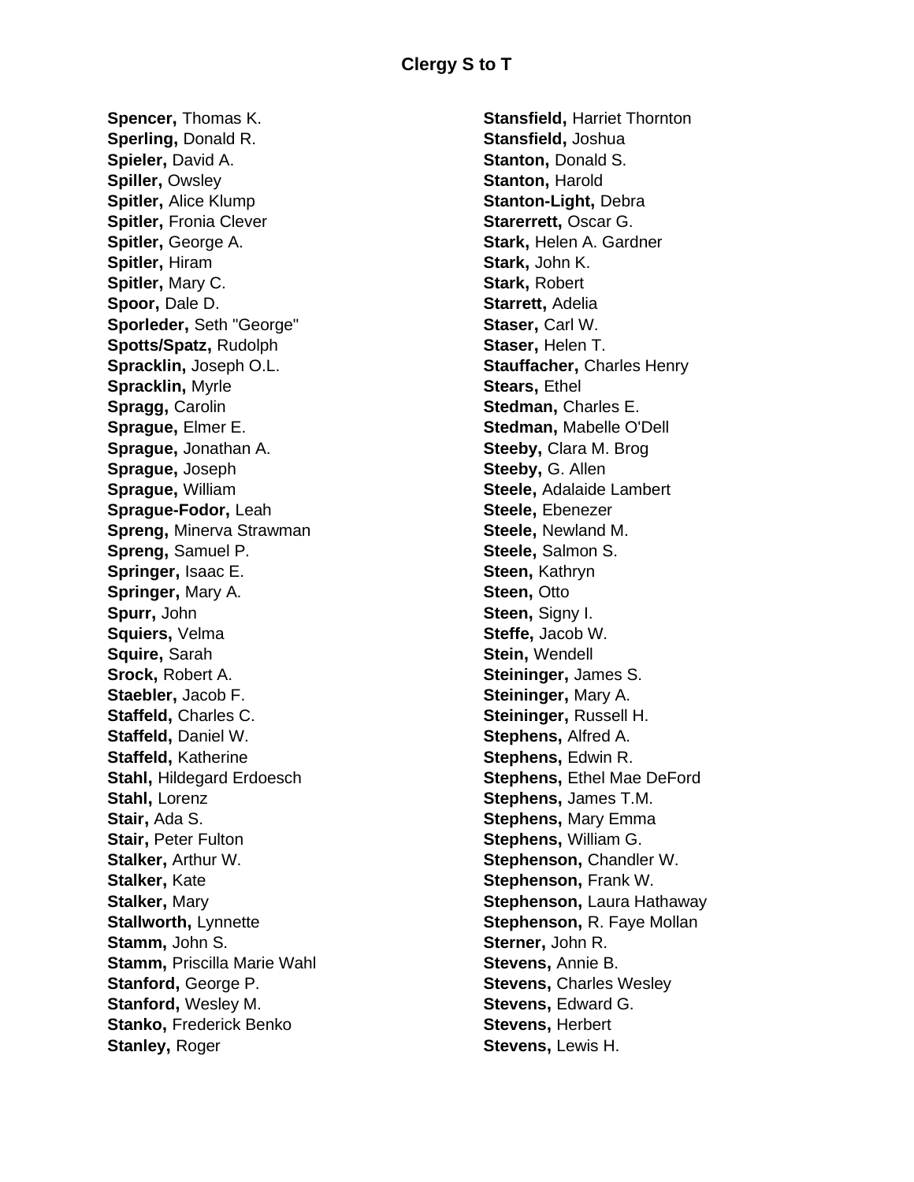# Clergy S to T

**Spencer,** Thomas K.
**Sperling,** Donald R.
**Spieler,** David A.
**Spiller,** Owsley
**Spitler,** Alice Klump
**Spitler,** Fronia Clever
**Spitler,** George A.
**Spitler,** Hiram
**Spitler,** Mary C.
**Spoor,** Dale D.
**Sporleder,** Seth "George"
**Spotts/Spatz,** Rudolph
**Spracklin,** Joseph O.L.
**Spracklin,** Myrle
**Spragg,** Carolin
**Sprague,** Elmer E.
**Sprague,** Jonathan A.
**Sprague,** Joseph
**Sprague,** William
**Sprague-Fodor,** Leah
**Spreng,** Minerva Strawman
**Spreng,** Samuel P.
**Springer,** Isaac E.
**Springer,** Mary A.
**Spurr,** John
**Squiers,** Velma
**Squire,** Sarah
**Srock,** Robert A.
**Staebler,** Jacob F.
**Staffeld,** Charles C.
**Staffeld,** Daniel W.
**Staffeld,** Katherine
**Stahl,** Hildegard Erdoesch
**Stahl,** Lorenz
**Stair,** Ada S.
**Stair,** Peter Fulton
**Stalker,** Arthur W.
**Stalker,** Kate
**Stalker,** Mary
**Stallworth,** Lynnette
**Stamm,** John S.
**Stamm,** Priscilla Marie Wahl
**Stanford,** George P.
**Stanford,** Wesley M.
**Stanko,** Frederick Benko
**Stanley,** Roger
**Stansfield,** Harriet Thornton
**Stansfield,** Joshua
**Stanton,** Donald S.
**Stanton,** Harold
**Stanton-Light,** Debra
**Starerrett,** Oscar G.
**Stark,** Helen A. Gardner
**Stark,** John K.
**Stark,** Robert
**Starrett,** Adelia
**Staser,** Carl W.
**Staser,** Helen T.
**Stauffacher,** Charles Henry
**Stears,** Ethel
**Stedman,** Charles E.
**Stedman,** Mabelle O'Dell
**Steeby,** Clara M. Brog
**Steeby,** G. Allen
**Steele,** Adalaide Lambert
**Steele,** Ebenezer
**Steele,** Newland M.
**Steele,** Salmon S.
**Steen,** Kathryn
**Steen,** Otto
**Steen,** Signy I.
**Steffe,** Jacob W.
**Stein,** Wendell
**Steininger,** James S.
**Steininger,** Mary A.
**Steininger,** Russell H.
**Stephens,** Alfred A.
**Stephens,** Edwin R.
**Stephens,** Ethel Mae DeFord
**Stephens,** James T.M.
**Stephens,** Mary Emma
**Stephens,** William G.
**Stephenson,** Chandler W.
**Stephenson,** Frank W.
**Stephenson,** Laura Hathaway
**Stephenson,** R. Faye Mollan
**Sterner,** John R.
**Stevens,** Annie B.
**Stevens,** Charles Wesley
**Stevens,** Edward G.
**Stevens,** Herbert
**Stevens,** Lewis H.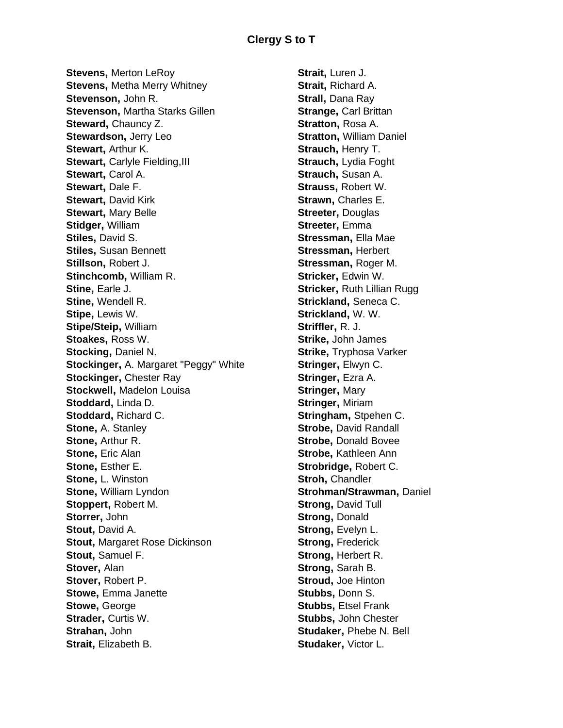## Clergy S to T

**Stevens,** Merton LeRoy
**Stevens,** Metha Merry Whitney
**Stevenson,** John R.
**Stevenson,** Martha Starks Gillen
**Steward,** Chauncy Z.
**Stewardson,** Jerry Leo
**Stewart,** Arthur K.
**Stewart,** Carlyle Fielding,III
**Stewart,** Carol A.
**Stewart,** Dale F.
**Stewart,** David Kirk
**Stewart,** Mary Belle
**Stidger,** William
**Stiles,** David S.
**Stiles,** Susan Bennett
**Stillson,** Robert J.
**Stinchcomb,** William R.
**Stine,** Earle J.
**Stine,** Wendell R.
**Stipe,** Lewis W.
**Stipe/Steip,** William
**Stoakes,** Ross W.
**Stocking,** Daniel N.
**Stockinger,** A. Margaret "Peggy" White
**Stockinger,** Chester Ray
**Stockwell,** Madelon Louisa
**Stoddard,** Linda D.
**Stoddard,** Richard C.
**Stone,** A. Stanley
**Stone,** Arthur R.
**Stone,** Eric Alan
**Stone,** Esther E.
**Stone,** L. Winston
**Stone,** William Lyndon
**Stoppert,** Robert M.
**Storrer,** John
**Stout,** David A.
**Stout,** Margaret Rose Dickinson
**Stout,** Samuel F.
**Stover,** Alan
**Stover,** Robert P.
**Stowe,** Emma Janette
**Stowe,** George
**Strader,** Curtis W.
**Strahan,** John
**Strait,** Elizabeth B.
**Strait,** Luren J.
**Strait,** Richard A.
**Strall,** Dana Ray
**Strange,** Carl Brittan
**Stratton,** Rosa A.
**Stratton,** William Daniel
**Strauch,** Henry T.
**Strauch,** Lydia Foght
**Strauch,** Susan A.
**Strauss,** Robert W.
**Strawn,** Charles E.
**Streeter,** Douglas
**Streeter,** Emma
**Stressman,** Ella Mae
**Stressman,** Herbert
**Stressman,** Roger M.
**Stricker,** Edwin W.
**Stricker,** Ruth Lillian Rugg
**Strickland,** Seneca C.
**Strickland,** W. W.
**Striffler,** R. J.
**Strike,** John James
**Strike,** Tryphosa Varker
**Stringer,** Elwyn C.
**Stringer,** Ezra A.
**Stringer,** Mary
**Stringer,** Miriam
**Stringham,** Stpehen C.
**Strobe,** David Randall
**Strobe,** Donald Bovee
**Strobe,** Kathleen Ann
**Strobridge,** Robert C.
**Stroh,** Chandler
**Strohman/Strawman,** Daniel
**Strong,** David Tull
**Strong,** Donald
**Strong,** Evelyn L.
**Strong,** Frederick
**Strong,** Herbert R.
**Strong,** Sarah B.
**Stroud,** Joe Hinton
**Stubbs,** Donn S.
**Stubbs,** Etsel Frank
**Stubbs,** John Chester
**Studaker,** Phebe N. Bell
**Studaker,** Victor L.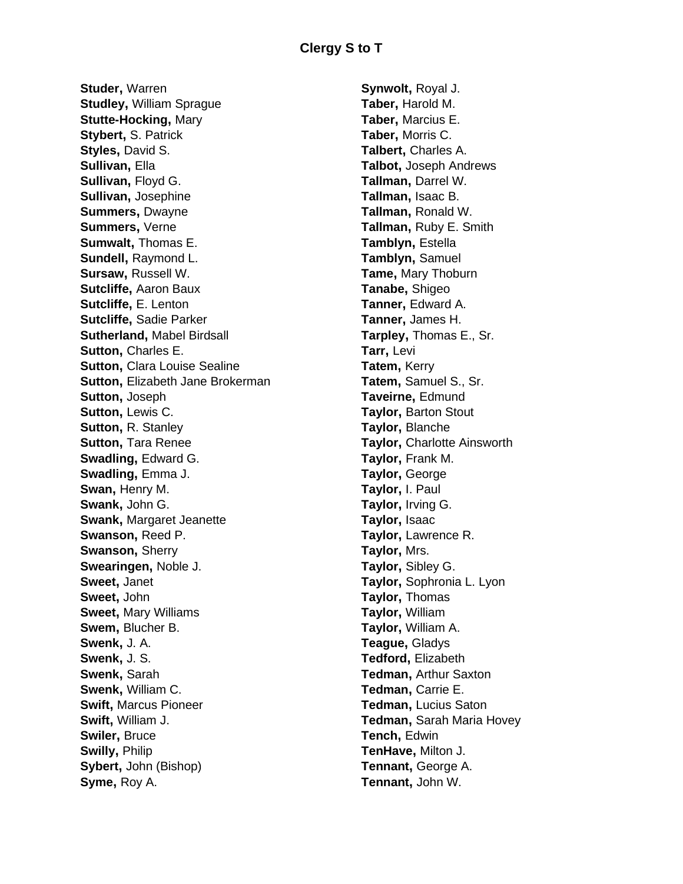## Clergy S to T

**Studer,** Warren
**Studley,** William Sprague
**Stutte-Hocking,** Mary
**Stybert,** S. Patrick
**Styles,** David S.
**Sullivan,** Ella
**Sullivan,** Floyd G.
**Sullivan,** Josephine
**Summers,** Dwayne
**Summers,** Verne
**Sumwalt,** Thomas E.
**Sundell,** Raymond L.
**Sursaw,** Russell W.
**Sutcliffe,** Aaron Baux
**Sutcliffe,** E. Lenton
**Sutcliffe,** Sadie Parker
**Sutherland,** Mabel Birdsall
**Sutton,** Charles E.
**Sutton,** Clara Louise Sealine
**Sutton,** Elizabeth Jane Brokerman
**Sutton,** Joseph
**Sutton,** Lewis C.
**Sutton,** R. Stanley
**Sutton,** Tara Renee
**Swadling,** Edward G.
**Swadling,** Emma J.
**Swan,** Henry M.
**Swank,** John G.
**Swank,** Margaret Jeanette
**Swanson,** Reed P.
**Swanson,** Sherry
**Swearingen,** Noble J.
**Sweet,** Janet
**Sweet,** John
**Sweet,** Mary Williams
**Swem,** Blucher B.
**Swenk,** J. A.
**Swenk,** J. S.
**Swenk,** Sarah
**Swenk,** William C.
**Swift,** Marcus Pioneer
**Swift,** William J.
**Swiler,** Bruce
**Swilly,** Philip
**Sybert,** John (Bishop)
**Syme,** Roy A.
**Synwolt,** Royal J.
**Taber,** Harold M.
**Taber,** Marcius E.
**Taber,** Morris C.
**Talbert,** Charles A.
**Talbot,** Joseph Andrews
**Tallman,** Darrel W.
**Tallman,** Isaac B.
**Tallman,** Ronald W.
**Tallman,** Ruby E. Smith
**Tamblyn,** Estella
**Tamblyn,** Samuel
**Tame,** Mary Thoburn
**Tanabe,** Shigeo
**Tanner,** Edward A.
**Tanner,** James H.
**Tarpley,** Thomas E., Sr.
**Tarr,** Levi
**Tatem,** Kerry
**Tatem,** Samuel S., Sr.
**Taveirne,** Edmund
**Taylor,** Barton Stout
**Taylor,** Blanche
**Taylor,** Charlotte Ainsworth
**Taylor,** Frank M.
**Taylor,** George
**Taylor,** I. Paul
**Taylor,** Irving G.
**Taylor,** Isaac
**Taylor,** Lawrence R.
**Taylor,** Mrs.
**Taylor,** Sibley G.
**Taylor,** Sophronia L. Lyon
**Taylor,** Thomas
**Taylor,** William
**Taylor,** William A.
**Teague,** Gladys
**Tedford,** Elizabeth
**Tedman,** Arthur Saxton
**Tedman,** Carrie E.
**Tedman,** Lucius Saton
**Tedman,** Sarah Maria Hovey
**Tench,** Edwin
**TenHave,** Milton J.
**Tennant,** George A.
**Tennant,** John W.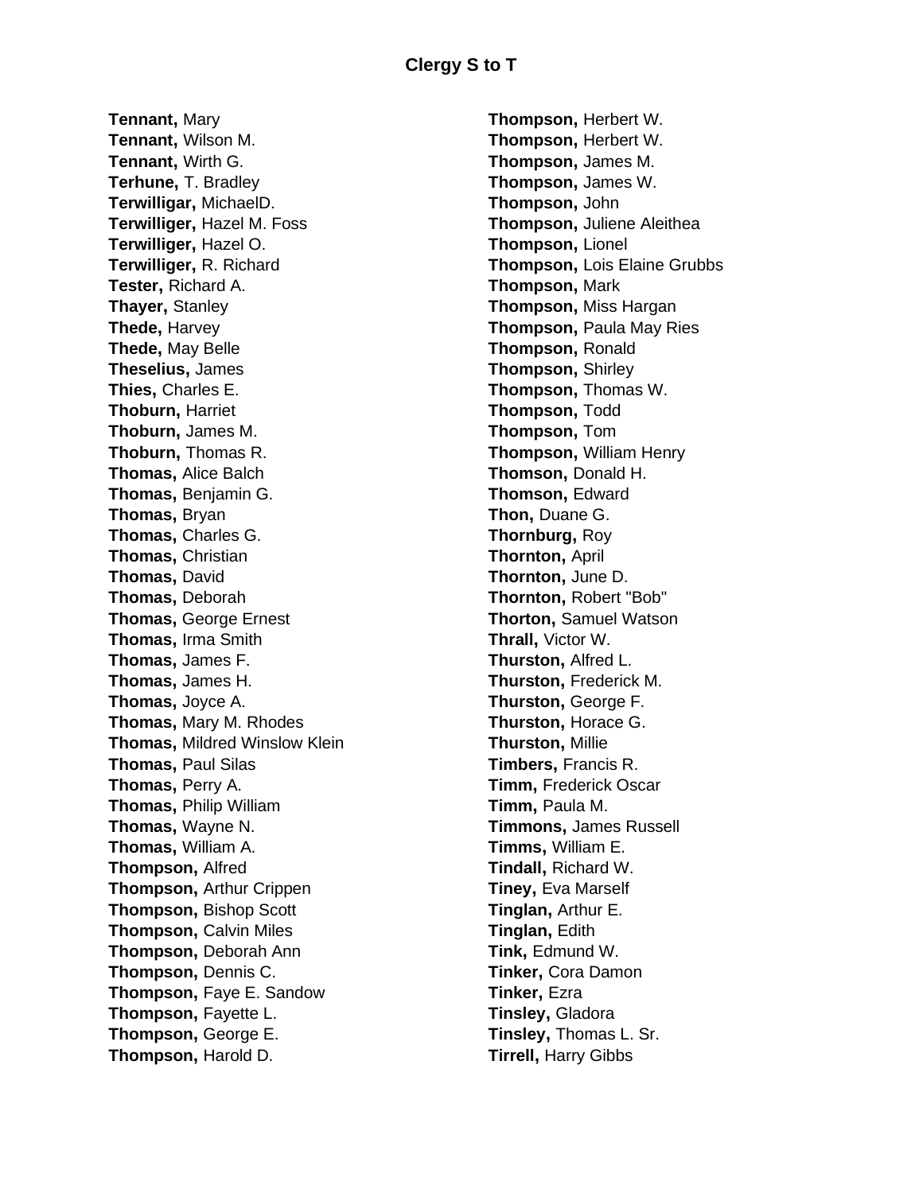## Clergy S to T

**Tennant,** Mary
**Tennant,** Wilson M.
**Tennant,** Wirth G.
**Terhune,** T. Bradley
**Terwilligar,** MichaelD.
**Terwilliger,** Hazel M. Foss
**Terwilliger,** Hazel O.
**Terwilliger,** R. Richard
**Tester,** Richard A.
**Thayer,** Stanley
**Thede,** Harvey
**Thede,** May Belle
**Theselius,** James
**Thies,** Charles E.
**Thoburn,** Harriet
**Thoburn,** James M.
**Thoburn,** Thomas R.
**Thomas,** Alice Balch
**Thomas,** Benjamin G.
**Thomas,** Bryan
**Thomas,** Charles G.
**Thomas,** Christian
**Thomas,** David
**Thomas,** Deborah
**Thomas,** George Ernest
**Thomas,** Irma Smith
**Thomas,** James F.
**Thomas,** James H.
**Thomas,** Joyce A.
**Thomas,** Mary M. Rhodes
**Thomas,** Mildred Winslow Klein
**Thomas,** Paul Silas
**Thomas,** Perry A.
**Thomas,** Philip William
**Thomas,** Wayne N.
**Thomas,** William A.
**Thompson,** Alfred
**Thompson,** Arthur Crippen
**Thompson,** Bishop Scott
**Thompson,** Calvin Miles
**Thompson,** Deborah Ann
**Thompson,** Dennis C.
**Thompson,** Faye E. Sandow
**Thompson,** Fayette L.
**Thompson,** George E.
**Thompson,** Harold D.
**Thompson,** Herbert W.
**Thompson,** Herbert W.
**Thompson,** James M.
**Thompson,** James W.
**Thompson,** John
**Thompson,** Juliene Aleithea
**Thompson,** Lionel
**Thompson,** Lois Elaine Grubbs
**Thompson,** Mark
**Thompson,** Miss Hargan
**Thompson,** Paula May Ries
**Thompson,** Ronald
**Thompson,** Shirley
**Thompson,** Thomas W.
**Thompson,** Todd
**Thompson,** Tom
**Thompson,** William Henry
**Thomson,** Donald H.
**Thomson,** Edward
**Thon,** Duane G.
**Thornburg,** Roy
**Thornton,** April
**Thornton,** June D.
**Thornton,** Robert "Bob"
**Thorton,** Samuel Watson
**Thrall,** Victor W.
**Thurston,** Alfred L.
**Thurston,** Frederick M.
**Thurston,** George F.
**Thurston,** Horace G.
**Thurston,** Millie
**Timbers,** Francis R.
**Timm,** Frederick Oscar
**Timm,** Paula M.
**Timmons,** James Russell
**Timms,** William E.
**Tindall,** Richard W.
**Tiney,** Eva Marself
**Tinglan,** Arthur E.
**Tinglan,** Edith
**Tink,** Edmund W.
**Tinker,** Cora Damon
**Tinker,** Ezra
**Tinsley,** Gladora
**Tinsley,** Thomas L. Sr.
**Tirrell,** Harry Gibbs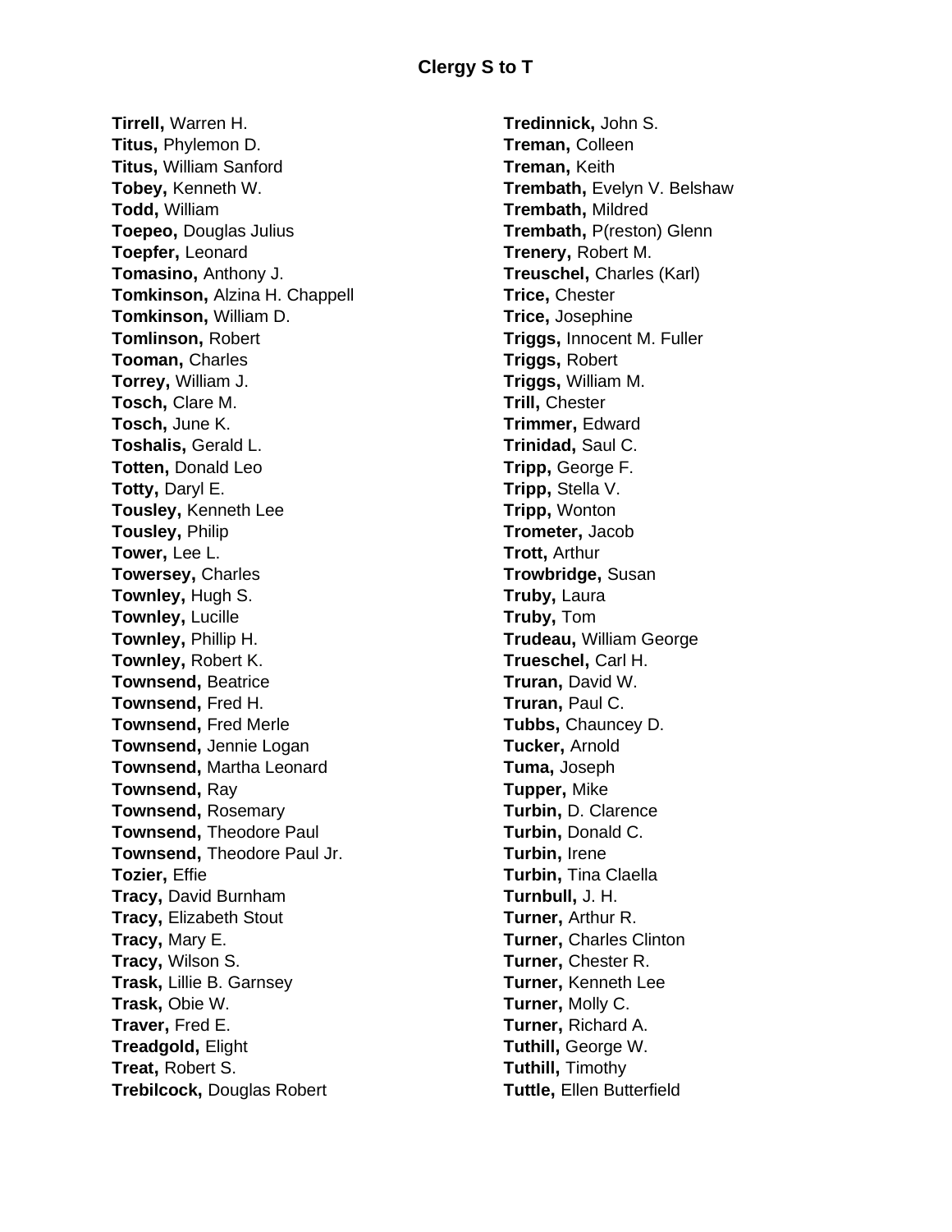## Clergy S to T

**Tirrell,** Warren H.
**Titus,** Phylemon D.
**Titus,** William Sanford
**Tobey,** Kenneth W.
**Todd,** William
**Toepeo,** Douglas Julius
**Toepfer,** Leonard
**Tomasino,** Anthony J.
**Tomkinson,** Alzina H. Chappell
**Tomkinson,** William D.
**Tomlinson,** Robert
**Tooman,** Charles
**Torrey,** William J.
**Tosch,** Clare M.
**Tosch,** June K.
**Toshalis,** Gerald L.
**Totten,** Donald Leo
**Totty,** Daryl E.
**Tousley,** Kenneth Lee
**Tousley,** Philip
**Tower,** Lee L.
**Towersey,** Charles
**Townley,** Hugh S.
**Townley,** Lucille
**Townley,** Phillip H.
**Townley,** Robert K.
**Townsend,** Beatrice
**Townsend,** Fred H.
**Townsend,** Fred Merle
**Townsend,** Jennie Logan
**Townsend,** Martha Leonard
**Townsend,** Ray
**Townsend,** Rosemary
**Townsend,** Theodore Paul
**Townsend,** Theodore Paul Jr.
**Tozier,** Effie
**Tracy,** David Burnham
**Tracy,** Elizabeth Stout
**Tracy,** Mary E.
**Tracy,** Wilson S.
**Trask,** Lillie B. Garnsey
**Trask,** Obie W.
**Traver,** Fred E.
**Treadgold,** Elight
**Treat,** Robert S.
**Trebilcock,** Douglas Robert
**Tredinnick,** John S.
**Treman,** Colleen
**Treman,** Keith
**Trembath,** Evelyn V. Belshaw
**Trembath,** Mildred
**Trembath,** P(reston) Glenn
**Trenery,** Robert M.
**Treuschel,** Charles (Karl)
**Trice,** Chester
**Trice,** Josephine
**Triggs,** Innocent M. Fuller
**Triggs,** Robert
**Triggs,** William M.
**Trill,** Chester
**Trimmer,** Edward
**Trinidad,** Saul C.
**Tripp,** George F.
**Tripp,** Stella V.
**Tripp,** Wonton
**Trometer,** Jacob
**Trott,** Arthur
**Trowbridge,** Susan
**Truby,** Laura
**Truby,** Tom
**Trudeau,** William George
**Trueschel,** Carl H.
**Truran,** David W.
**Truran,** Paul C.
**Tubbs,** Chauncey D.
**Tucker,** Arnold
**Tuma,** Joseph
**Tupper,** Mike
**Turbin,** D. Clarence
**Turbin,** Donald C.
**Turbin,** Irene
**Turbin,** Tina Claella
**Turnbull,** J. H.
**Turner,** Arthur R.
**Turner,** Charles Clinton
**Turner,** Chester R.
**Turner,** Kenneth Lee
**Turner,** Molly C.
**Turner,** Richard A.
**Tuthill,** George W.
**Tuthill,** Timothy
**Tuttle,** Ellen Butterfield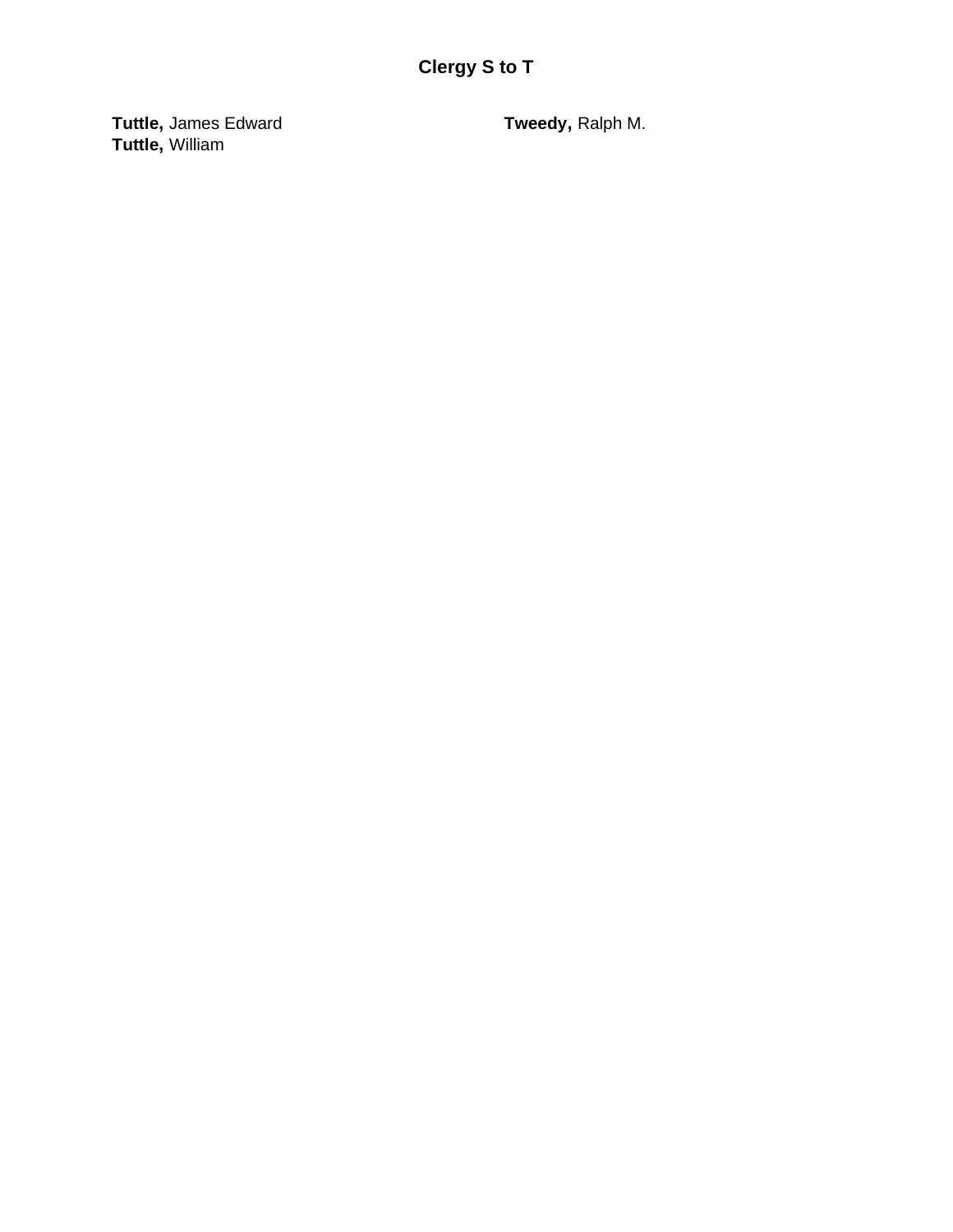## Clergy S to T

**Tuttle,** James Edward
**Tuttle,** William
**Tweedy,** Ralph M.